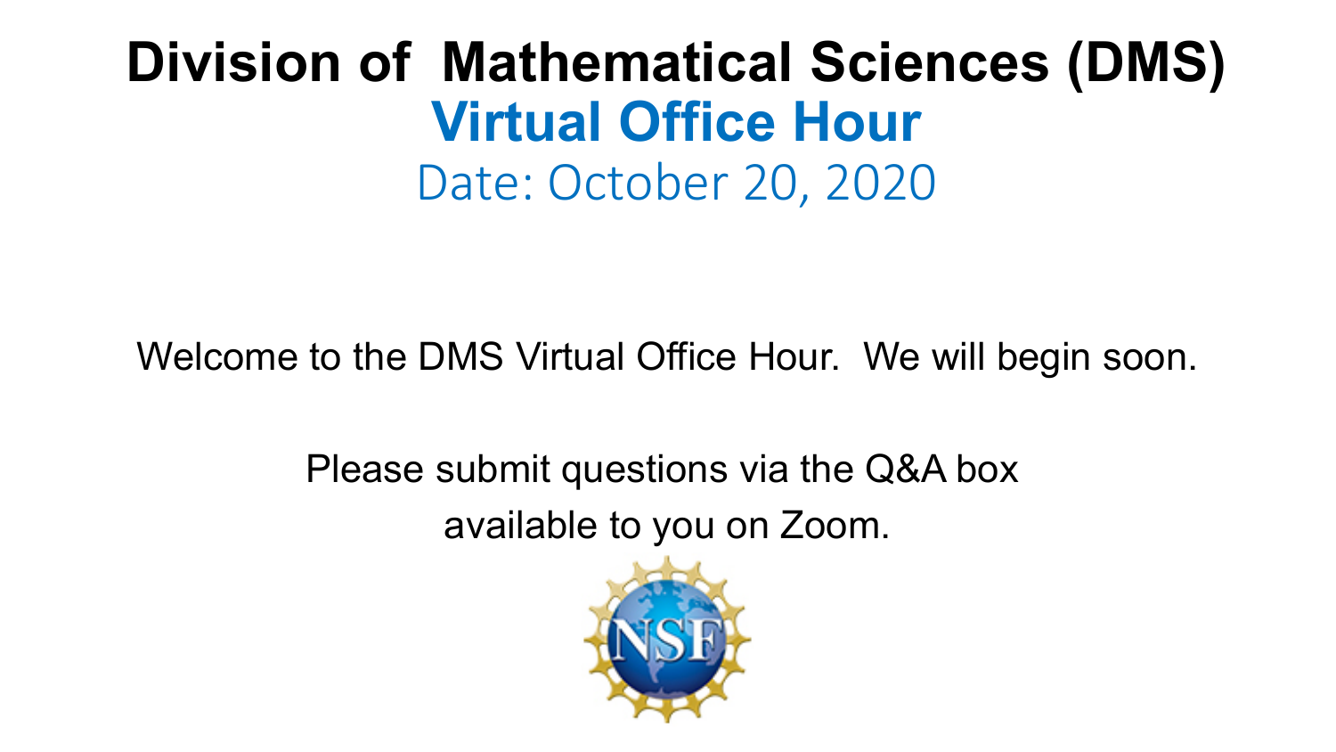# Division of Mathematical Sciences (DMS)

## Virtual Office Hour

Date: October 20, 2020

Welcome to the DMS Virtual Office Hour. We will begin soon.

Please submit questions via the Q&A box available to you on Zoom.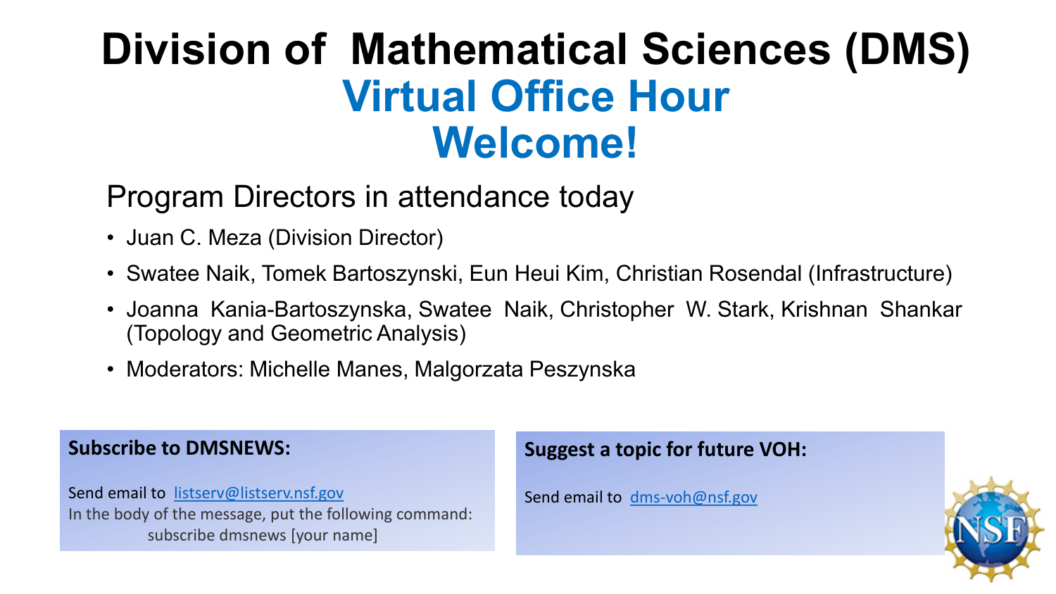# Division of Mathematical Sciences (DMS)

## Virtual Office Hour

## Welcome!

### Program Directors in attendance today

- Juan C. Meza (Division Director)
- Swatee Naik, Tomek Bartoszynski, Eun Heui Kim, Christian Rosendal (Infrastructure)
- Joanna Kania-Bartoszynska, Swatee Naik, Christopher W. Stark, Krishnan Shankar (Topology and Geometric Analysis)
- Moderators: Michelle Manes, Malgorzata Peszynska

**Subscribe to DMSNEWS:**

Send email to listserv@listserv.nsf.gov
In the body of the message, put the following command:
subscribe dmsnews [your name]

**Suggest a topic for future VOH:**

Send email to dms-voh@nsf.gov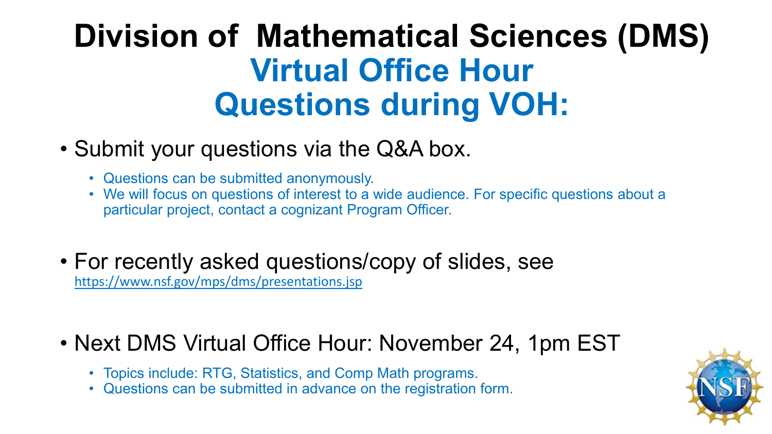# Division of Mathematical Sciences (DMS)
## Virtual Office Hour
## Questions during VOH:

- Submit your questions via the Q&A box.
  - Questions can be submitted anonymously.
  - We will focus on questions of interest to a wide audience. For specific questions about a particular project, contact a cognizant Program Officer.

- For recently asked questions/copy of slides, see https://www.nsf.gov/mps/dms/presentations.jsp

- Next DMS Virtual Office Hour: November 24, 1pm EST
  - Topics include: RTG, Statistics, and Comp Math programs.
  - Questions can be submitted in advance on the registration form.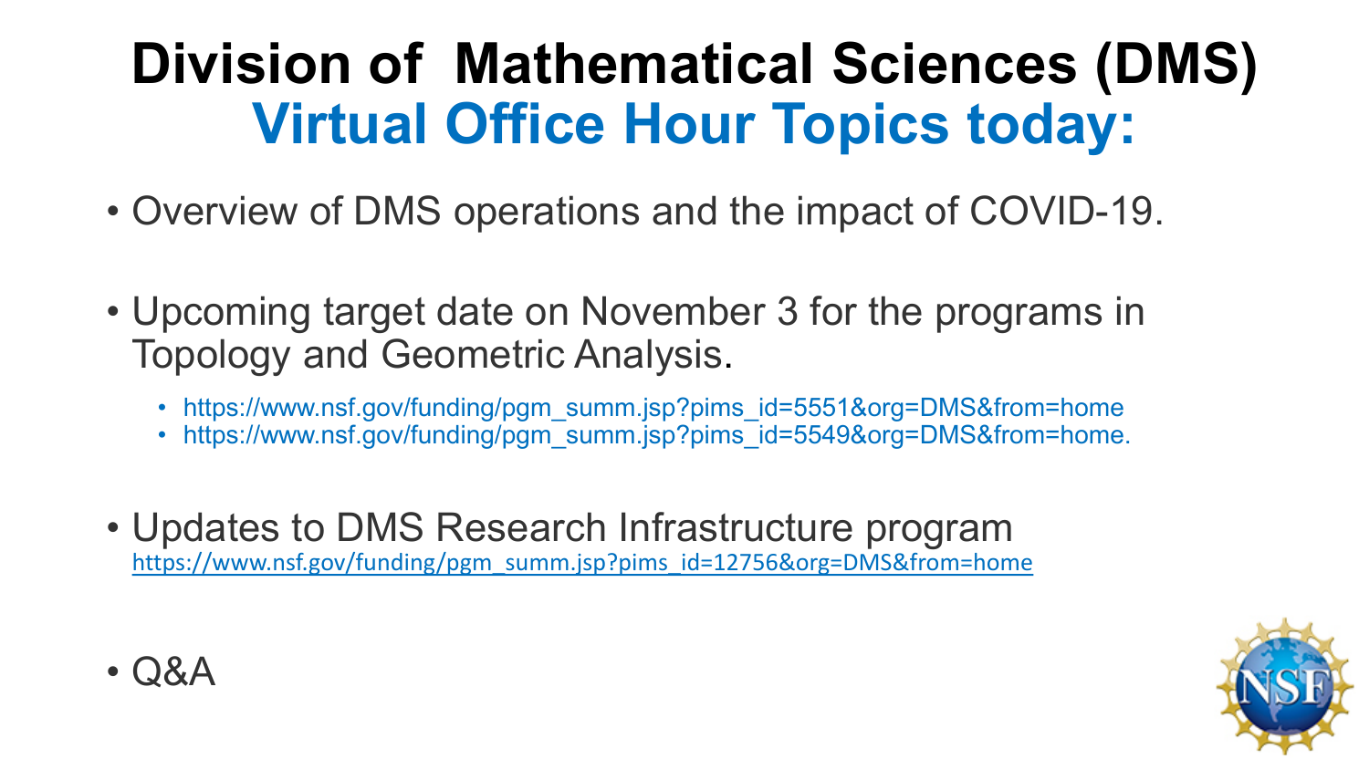# Division of Mathematical Sciences (DMS)

## Virtual Office Hour Topics today:

- Overview of DMS operations and the impact of COVID-19.
- Upcoming target date on November 3 for the programs in Topology and Geometric Analysis.
  - https://www.nsf.gov/funding/pgm_summ.jsp?pims_id=5551&org=DMS&from=home
  - https://www.nsf.gov/funding/pgm_summ.jsp?pims_id=5549&org=DMS&from=home.
- Updates to DMS Research Infrastructure program
  https://www.nsf.gov/funding/pgm_summ.jsp?pims_id=12756&org=DMS&from=home
- Q&A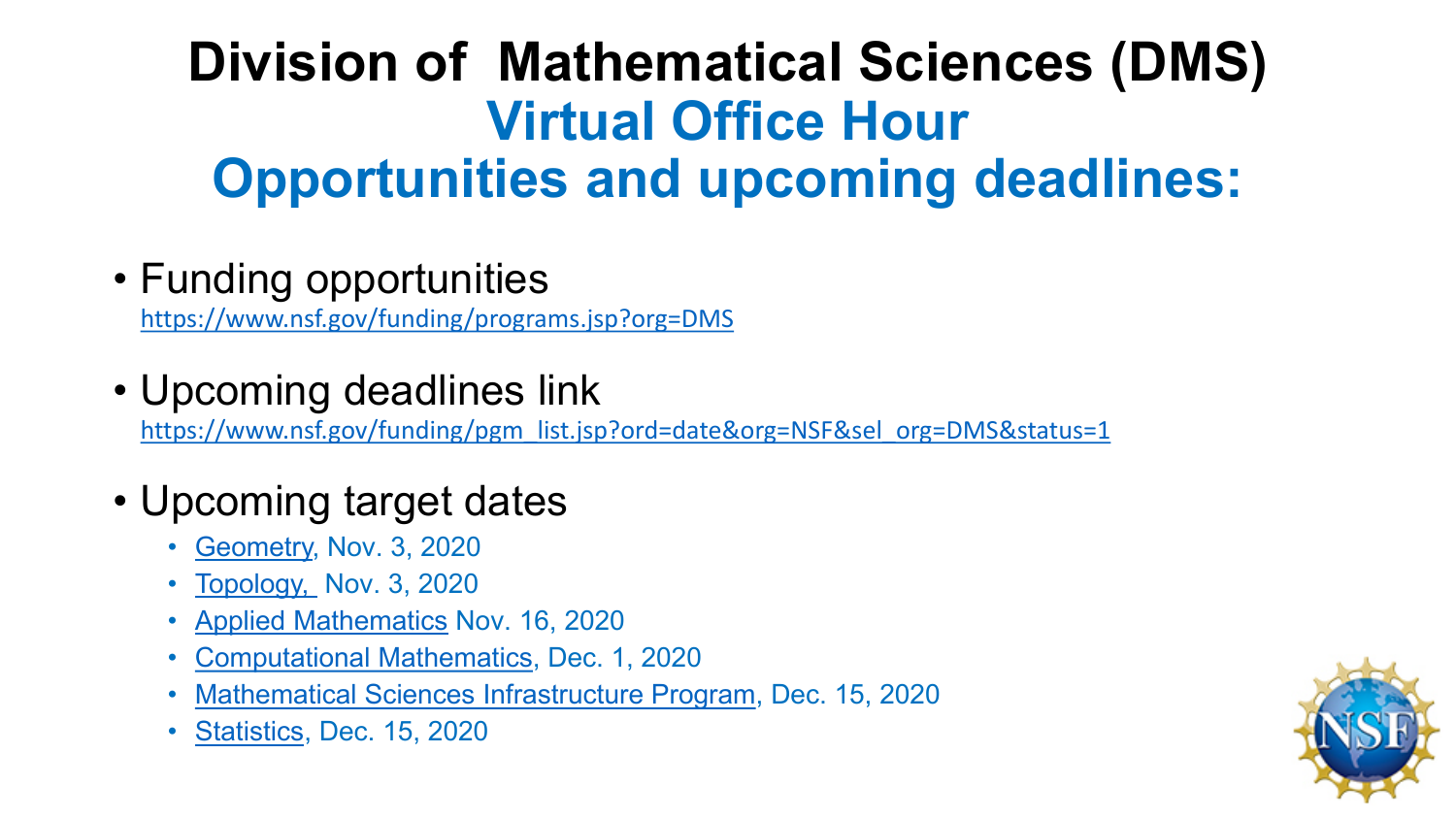# Division of Mathematical Sciences (DMS)

## Virtual Office Hour

## Opportunities and upcoming deadlines:

- Funding opportunities
  https://www.nsf.gov/funding/programs.jsp?org=DMS

- Upcoming deadlines link
  https://www.nsf.gov/funding/pgm_list.jsp?ord=date&org=NSF&sel_org=DMS&status=1

- Upcoming target dates
  - Geometry, Nov. 3, 2020
  - Topology, Nov. 3, 2020
  - Applied Mathematics Nov. 16, 2020
  - Computational Mathematics, Dec. 1, 2020
  - Mathematical Sciences Infrastructure Program, Dec. 15, 2020
  - Statistics, Dec. 15, 2020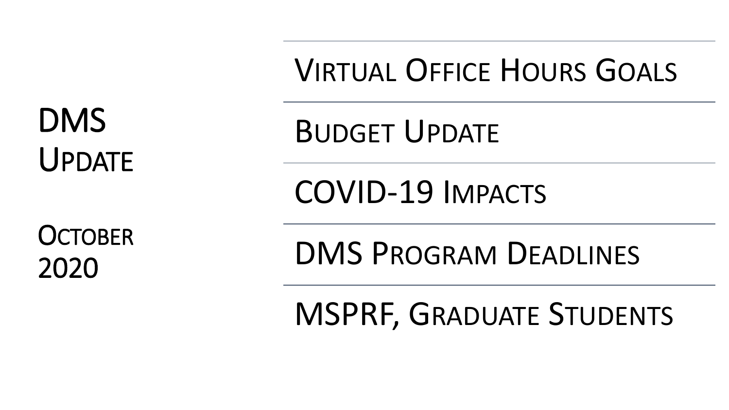# DMS Update

October 2020

- Virtual Office Hours Goals
- Budget Update
- COVID-19 Impacts
- DMS Program Deadlines
- MSPRF, Graduate Students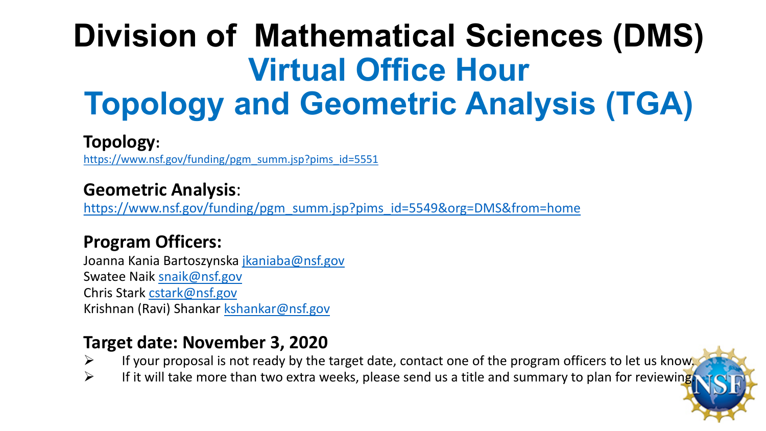# Division of Mathematical Sciences (DMS)

## Virtual Office Hour

## Topology and Geometric Analysis (TGA)

**Topology**:

https://www.nsf.gov/funding/pgm_summ.jsp?pims_id=5551

**Geometric Analysis**:

https://www.nsf.gov/funding/pgm_summ.jsp?pims_id=5549&org=DMS&from=home

**Program Officers:**

Joanna Kania Bartoszynska jkaniaba@nsf.gov
Swatee Naik snaik@nsf.gov
Chris Stark cstark@nsf.gov
Krishnan (Ravi) Shankar kshankar@nsf.gov

**Target date: November 3, 2020**

- If your proposal is not ready by the target date, contact one of the program officers to let us know.
- If it will take more than two extra weeks, please send us a title and summary to plan for reviewing.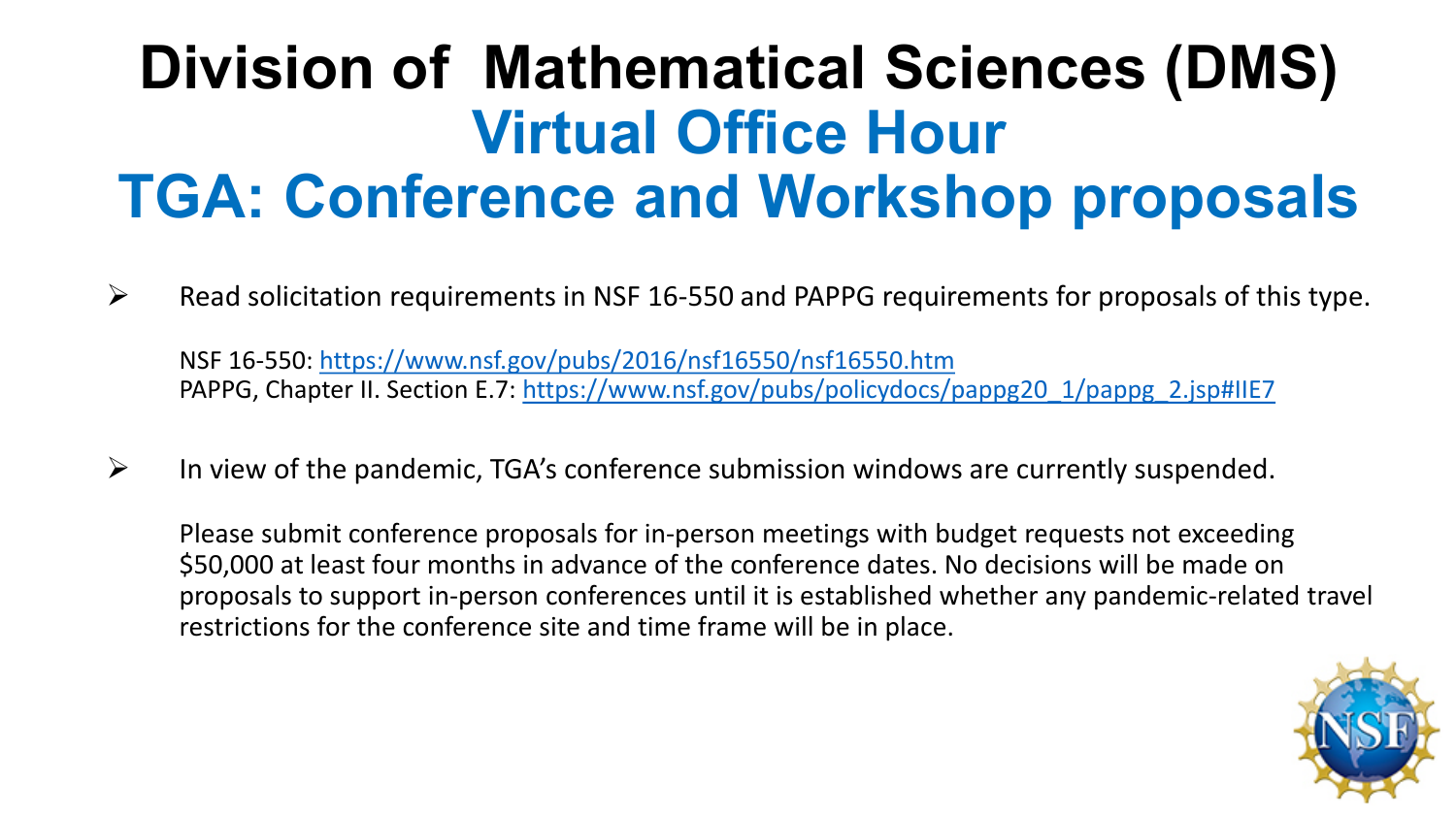# Division of Mathematical Sciences (DMS)

## Virtual Office Hour

## TGA: Conference and Workshop proposals

- Read solicitation requirements in NSF 16-550 and PAPPG requirements for proposals of this type.

  NSF 16-550: https://www.nsf.gov/pubs/2016/nsf16550/nsf16550.htm
  PAPPG, Chapter II. Section E.7: https://www.nsf.gov/pubs/policydocs/pappg20_1/pappg_2.jsp#IIE7

- In view of the pandemic, TGA's conference submission windows are currently suspended.

  Please submit conference proposals for in-person meetings with budget requests not exceeding $50,000 at least four months in advance of the conference dates. No decisions will be made on proposals to support in-person conferences until it is established whether any pandemic-related travel restrictions for the conference site and time frame will be in place.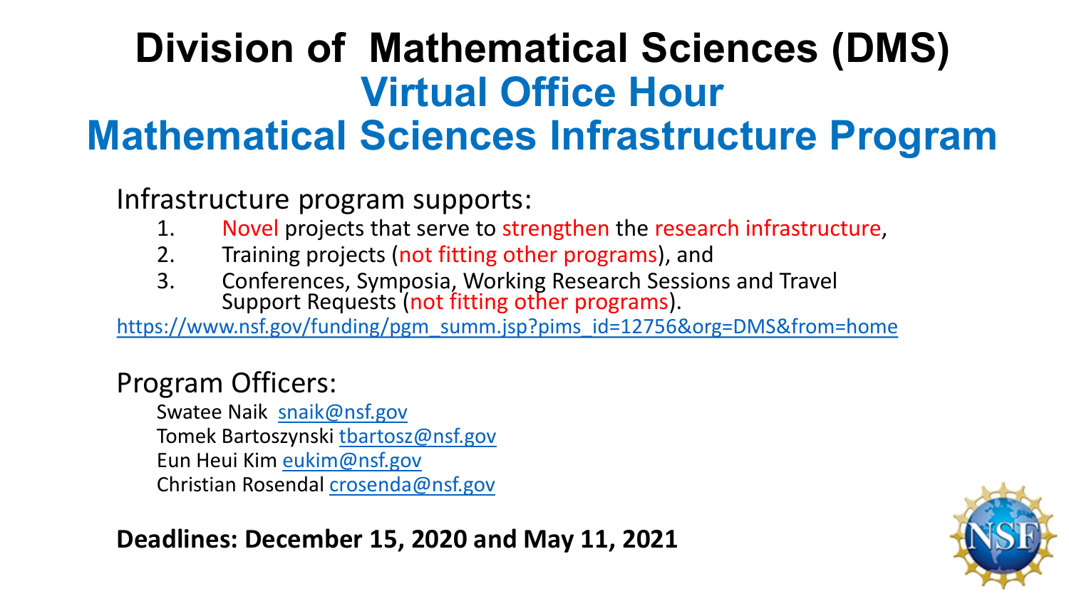# Division of Mathematical Sciences (DMS)
## Virtual Office Hour
## Mathematical Sciences Infrastructure Program

Infrastructure program supports:

1. Novel projects that serve to strengthen the research infrastructure,
2. Training projects (not fitting other programs), and
3. Conferences, Symposia, Working Research Sessions and Travel Support Requests (not fitting other programs).

https://www.nsf.gov/funding/pgm_summ.jsp?pims_id=12756&org=DMS&from=home

Program Officers:

Swatee Naik snaik@nsf.gov
Tomek Bartoszynski tbartosz@nsf.gov
Eun Heui Kim eukim@nsf.gov
Christian Rosendal crosenda@nsf.gov

**Deadlines: December 15, 2020 and May 11, 2021**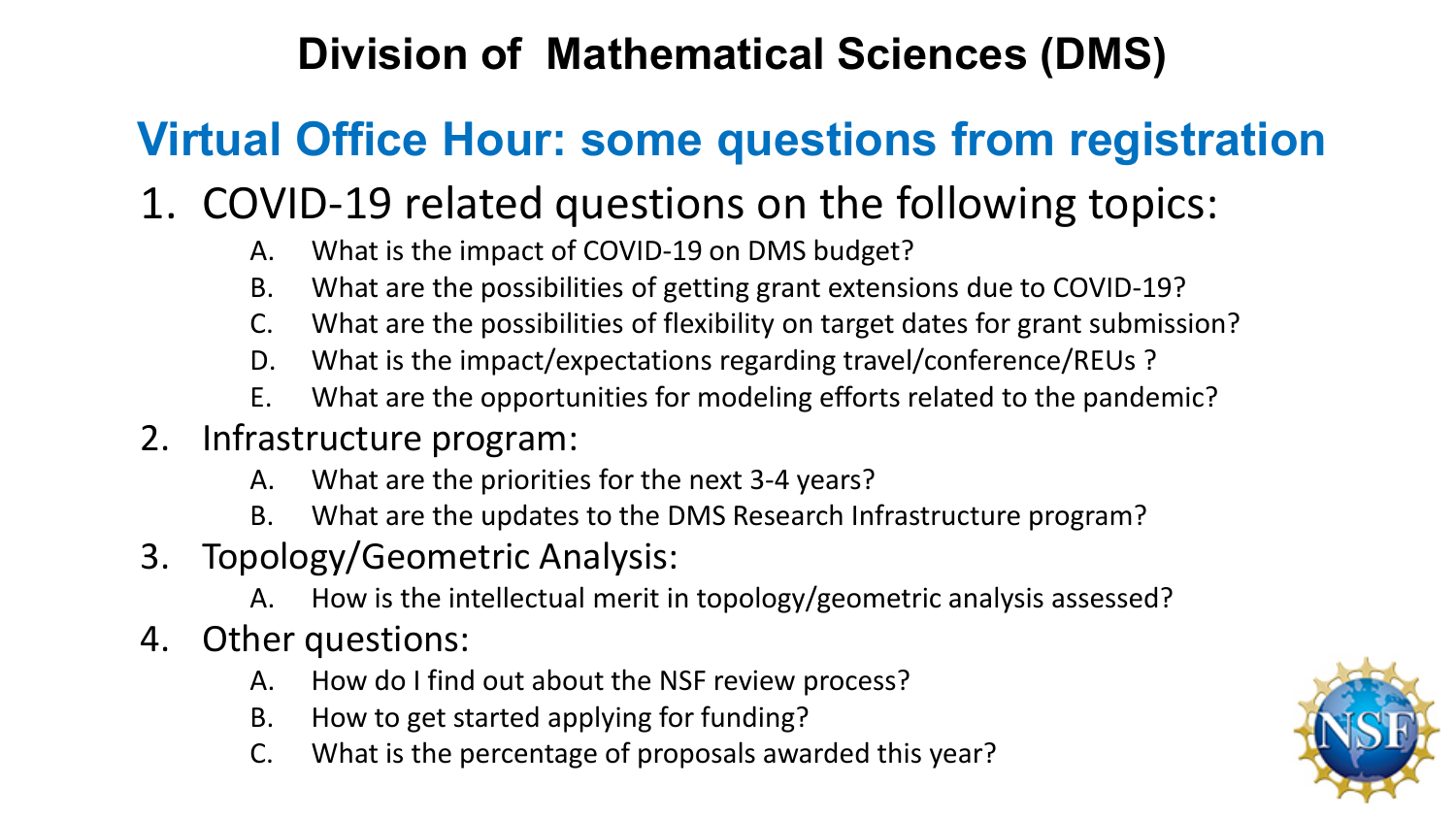# Division of Mathematical Sciences (DMS)

## Virtual Office Hour: some questions from registration

1. COVID-19 related questions on the following topics:
   - A. What is the impact of COVID-19 on DMS budget?
   - B. What are the possibilities of getting grant extensions due to COVID-19?
   - C. What are the possibilities of flexibility on target dates for grant submission?
   - D. What is the impact/expectations regarding travel/conference/REUs ?
   - E. What are the opportunities for modeling efforts related to the pandemic?
2. Infrastructure program:
   - A. What are the priorities for the next 3-4 years?
   - B. What are the updates to the DMS Research Infrastructure program?
3. Topology/Geometric Analysis:
   - A. How is the intellectual merit in topology/geometric analysis assessed?
4. Other questions:
   - A. How do I find out about the NSF review process?
   - B. How to get started applying for funding?
   - C. What is the percentage of proposals awarded this year?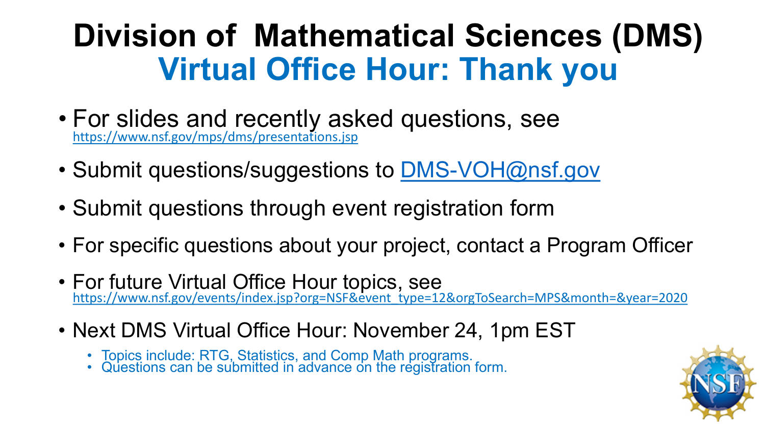# Division of Mathematical Sciences (DMS)

## Virtual Office Hour: Thank you

- For slides and recently asked questions, see https://www.nsf.gov/mps/dms/presentations.jsp
- Submit questions/suggestions to DMS-VOH@nsf.gov
- Submit questions through event registration form
- For specific questions about your project, contact a Program Officer
- For future Virtual Office Hour topics, see https://www.nsf.gov/events/index.jsp?org=NSF&event_type=12&orgToSearch=MPS&month=&year=2020
- Next DMS Virtual Office Hour: November 24, 1pm EST
  - Topics include: RTG, Statistics, and Comp Math programs.
  - Questions can be submitted in advance on the registration form.